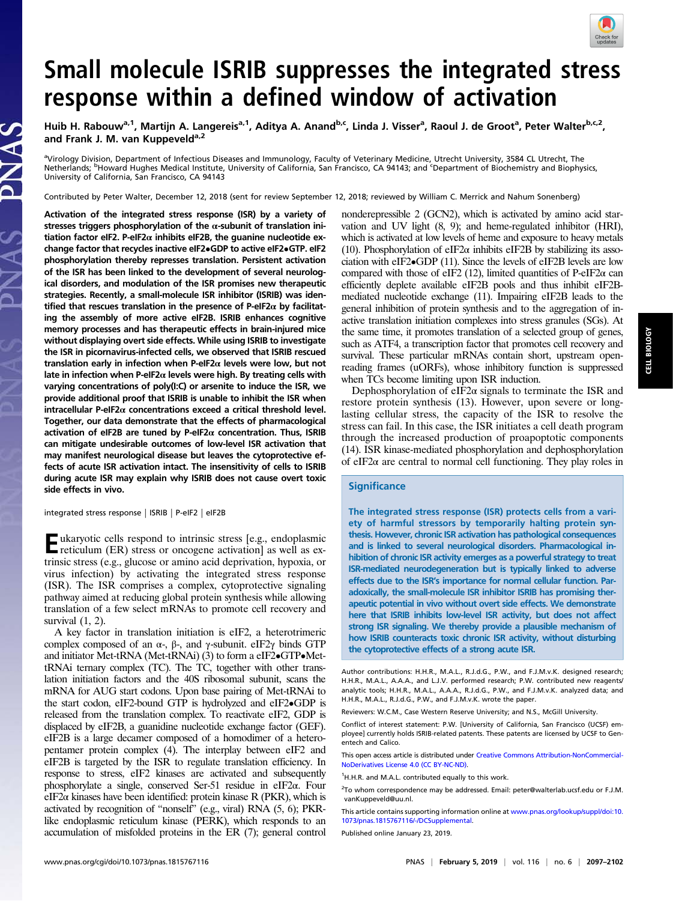# Small molecule ISRIB suppresses the integrated stress response within a defined window of activation

Huib H. Rabouw[a,1], Martijn A. Langereis[a,1], Aditya A. Anand[b,c], Linda J. Visser[a], Raoul J. de Groot[a], Peter Walter[b,c,2], and Frank J. M. van Kuppeveld[a,2]

[a]Virology Division, Department of Infectious Diseases and Immunology, Faculty of Veterinary Medicine, Utrecht University, 3584 CL Utrecht, The Netherlands; [b]Howard Hughes Medical Institute, University of California, San Francisco, CA 94143; and [c]Department of Biochemistry and Biophysics, University of California, San Francisco, CA 94143

Contributed by Peter Walter, December 12, 2018 (sent for review September 12, 2018; reviewed by William C. Merrick and Nahum Sonenberg)

**Activation of the integrated stress response (ISR) by a variety of stresses triggers phosphorylation of the α-subunit of translation initiation factor eIF2. P-eIF2α inhibits eIF2B, the guanine nucleotide exchange factor that recycles inactive eIF2•GDP to active eIF2•GTP. eIF2 phosphorylation thereby represses translation. Persistent activation of the ISR has been linked to the development of several neurological disorders, and modulation of the ISR promises new therapeutic strategies. Recently, a small-molecule ISR inhibitor (ISRIB) was identified that rescues translation in the presence of P-eIF2α by facilitating the assembly of more active eIF2B. ISRIB enhances cognitive memory processes and has therapeutic effects in brain-injured mice without displaying overt side effects. While using ISRIB to investigate the ISR in picornavirus-infected cells, we observed that ISRIB rescued translation early in infection when P-eIF2α levels were low, but not late in infection when P-eIF2α levels were high. By treating cells with varying concentrations of poly(I:C) or arsenite to induce the ISR, we provide additional proof that ISRIB is unable to inhibit the ISR when intracellular P-eIF2α concentrations exceed a critical threshold level. Together, our data demonstrate that the effects of pharmacological activation of eIF2B are tuned by P-eIF2α concentration. Thus, ISRIB can mitigate undesirable outcomes of low-level ISR activation that may manifest neurological disease but leaves the cytoprotective effects of acute ISR activation intact. The insensitivity of cells to ISRIB during acute ISR may explain why ISRIB does not cause overt toxic side effects in vivo.**

integrated stress response | ISRIB | P-eIF2 | eIF2B

Eukaryotic cells respond to intrinsic stress [e.g., endoplasmic reticulum (ER) stress or oncogene activation] as well as extrinsic stress (e.g., glucose or amino acid deprivation, hypoxia, or virus infection) by activating the integrated stress response (ISR). The ISR comprises a complex, cytoprotective signaling pathway aimed at reducing global protein synthesis while allowing translation of a few select mRNAs to promote cell recovery and survival (1, 2).

A key factor in translation initiation is eIF2, a heterotrimeric complex composed of an α-, β-, and γ-subunit. eIF2γ binds GTP and initiator Met-tRNA (Met-tRNAi) (3) to form a eIF2•GTP•Met-tRNAi ternary complex (TC). The TC, together with other translation initiation factors and the 40S ribosomal subunit, scans the mRNA for AUG start codons. Upon base pairing of Met-tRNAi to the start codon, eIF2-bound GTP is hydrolyzed and eIF2•GDP is released from the translation complex. To reactivate eIF2, GDP is displaced by eIF2B, a guanidine nucleotide exchange factor (GEF). eIF2B is a large decamer composed of a homodimer of a heteropentamer protein complex (4). The interplay between eIF2 and eIF2B is targeted by the ISR to regulate translation efficiency. In response to stress, eIF2 kinases are activated and subsequently phosphorylate a single, conserved Ser-51 residue in eIF2α. Four eIF2α kinases have been identified: protein kinase R (PKR), which is activated by recognition of "nonself" (e.g., viral) RNA (5, 6); PKR-like endoplasmic reticulum kinase (PERK), which responds to an accumulation of misfolded proteins in the ER (7); general control nonderepressible 2 (GCN2), which is activated by amino acid starvation and UV light (8, 9); and heme-regulated inhibitor (HRI), which is activated at low levels of heme and exposure to heavy metals (10). Phosphorylation of eIF2α inhibits eIF2B by stabilizing its association with eIF2•GDP (11). Since the levels of eIF2B levels are low compared with those of eIF2 (12), limited quantities of P-eIF2α can efficiently deplete available eIF2B pools and thus inhibit eIF2B-mediated nucleotide exchange (11). Impairing eIF2B leads to the general inhibition of protein synthesis and to the aggregation of inactive translation initiation complexes into stress granules (SGs). At the same time, it promotes translation of a selected group of genes, such as ATF4, a transcription factor that promotes cell recovery and survival. These particular mRNAs contain short, upstream open-reading frames (uORFs), whose inhibitory function is suppressed when TCs become limiting upon ISR induction.

Dephosphorylation of eIF2α signals to terminate the ISR and restore protein synthesis (13). However, upon severe or long-lasting cellular stress, the capacity of the ISR to resolve the stress can fail. In this case, the ISR initiates a cell death program through the increased production of proapoptotic components (14). ISR kinase-mediated phosphorylation and dephosphorylation of eIF2α are central to normal cell functioning. They play roles in

## Significance

The integrated stress response (ISR) protects cells from a variety of harmful stressors by temporarily halting protein synthesis. However, chronic ISR activation has pathological consequences and is linked to several neurological disorders. Pharmacological inhibition of chronic ISR activity emerges as a powerful strategy to treat ISR-mediated neurodegeneration but is typically linked to adverse effects due to the ISR's importance for normal cellular function. Paradoxically, the small-molecule ISR inhibitor ISRIB has promising therapeutic potential in vivo without overt side effects. We demonstrate here that ISRIB inhibits low-level ISR activity, but does not affect strong ISR signaling. We thereby provide a plausible mechanism of how ISRIB counteracts toxic chronic ISR activity, without disturbing the cytoprotective effects of a strong acute ISR.

Author contributions: H.H.R., M.A.L., R.J.d.G., P.W., and F.J.M.v.K. designed research; H.H.R., M.A.L., A.A.A., and L.J.V. performed research; P.W. contributed new reagents/analytic tools; H.H.R., M.A.L., A.A.A., R.J.d.G., P.W., and F.J.M.v.K. analyzed data; and H.H.R., M.A.L., R.J.d.G., P.W., and F.J.M.v.K. wrote the paper.

Reviewers: W.C.M., Case Western Reserve University; and N.S., McGill University.

Conflict of interest statement: P.W. [University of California, San Francisco (UCSF) employee] currently holds ISRIB-related patents. These patents are licensed by UCSF to Genentech and Calico.

This open access article is distributed under Creative Commons Attribution-NonCommercial-NoDerivatives License 4.0 (CC BY-NC-ND).

[1]H.H.R. and M.A.L. contributed equally to this work.

[2]To whom correspondence may be addressed. Email: peter@walterlab.ucsf.edu or F.J.M.vanKuppeveld@uu.nl.

This article contains supporting information online at www.pnas.org/lookup/suppl/doi:10.1073/pnas.1815767116/-/DCSupplemental.

Published online January 23, 2019.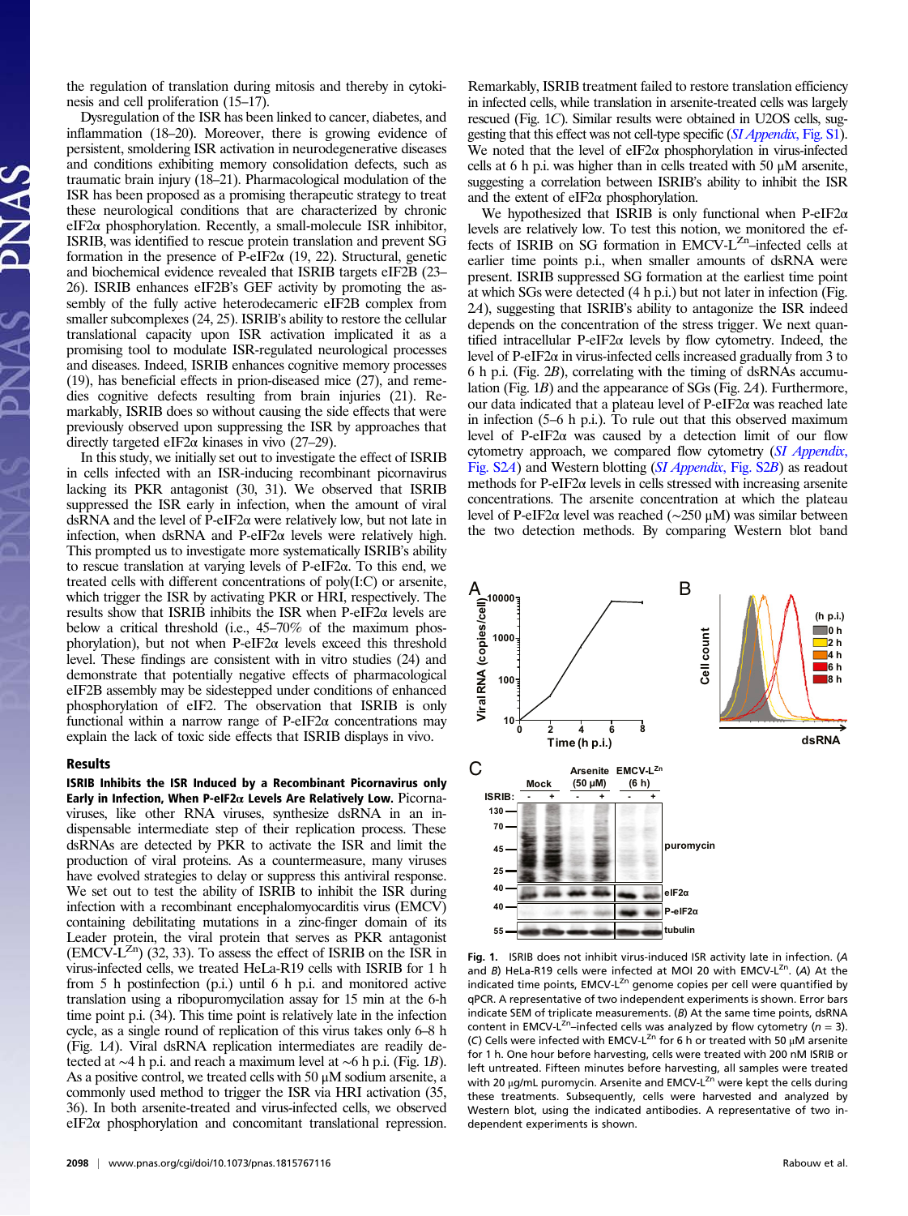the regulation of translation during mitosis and thereby in cytokinesis and cell proliferation (15–17).

Dysregulation of the ISR has been linked to cancer, diabetes, and inflammation (18–20). Moreover, there is growing evidence of persistent, smoldering ISR activation in neurodegenerative diseases and conditions exhibiting memory consolidation defects, such as traumatic brain injury (18–21). Pharmacological modulation of the ISR has been proposed as a promising therapeutic strategy to treat these neurological conditions that are characterized by chronic eIF2α phosphorylation. Recently, a small-molecule ISR inhibitor, ISRIB, was identified to rescue protein translation and prevent SG formation in the presence of P-eIF2α (19, 22). Structural, genetic and biochemical evidence revealed that ISRIB targets eIF2B (23–26). ISRIB enhances eIF2B's GEF activity by promoting the assembly of the fully active heterodecameric eIF2B complex from smaller subcomplexes (24, 25). ISRIB's ability to restore the cellular translational capacity upon ISR activation implicated it as a promising tool to modulate ISR-regulated neurological processes and diseases. Indeed, ISRIB enhances cognitive memory processes (19), has beneficial effects in prion-diseased mice (27), and remedies cognitive defects resulting from brain injuries (21). Remarkably, ISRIB does so without causing the side effects that were previously observed upon suppressing the ISR by approaches that directly targeted eIF2α kinases in vivo (27–29).

In this study, we initially set out to investigate the effect of ISRIB in cells infected with an ISR-inducing recombinant picornavirus lacking its PKR antagonist (30, 31). We observed that ISRIB suppressed the ISR early in infection, when the amount of viral dsRNA and the level of P-eIF2α were relatively low, but not late in infection, when dsRNA and P-eIF2α levels were relatively high. This prompted us to investigate more systematically ISRIB's ability to rescue translation at varying levels of P-eIF2α. To this end, we treated cells with different concentrations of poly(I:C) or arsenite, which trigger the ISR by activating PKR or HRI, respectively. The results show that ISRIB inhibits the ISR when P-eIF2α levels are below a critical threshold (i.e., 45–70% of the maximum phosphorylation), but not when P-eIF2α levels exceed this threshold level. These findings are consistent with in vitro studies (24) and demonstrate that potentially negative effects of pharmacological eIF2B assembly may be sidestepped under conditions of enhanced phosphorylation of eIF2. The observation that ISRIB is only functional within a narrow range of P-eIF2α concentrations may explain the lack of toxic side effects that ISRIB displays in vivo.

## Results

**ISRIB Inhibits the ISR Induced by a Recombinant Picornavirus only Early in Infection, When P-eIF2α Levels Are Relatively Low.** Picornaviruses, like other RNA viruses, synthesize dsRNA in an indispensable intermediate step of their replication process. These dsRNAs are detected by PKR to activate the ISR and limit the production of viral proteins. As a countermeasure, many viruses have evolved strategies to delay or suppress this antiviral response. We set out to test the ability of ISRIB to inhibit the ISR during infection with a recombinant encephalomyocarditis virus (EMCV) containing debilitating mutations in a zinc-finger domain of its Leader protein, the viral protein that serves as PKR antagonist (EMCV-L$^{Zn}$) (32, 33). To assess the effect of ISRIB on the ISR in virus-infected cells, we treated HeLa-R19 cells with ISRIB for 1 h from 5 h postinfection (p.i.) until 6 h p.i. and monitored active translation using a ribopuromycilation assay for 15 min at the 6-h time point p.i. (34). This time point is relatively late in the infection cycle, as a single round of replication of this virus takes only 6–8 h (Fig. 1*A*). Viral dsRNA replication intermediates are readily detected at ~4 h p.i. and reach a maximum level at ~6 h p.i. (Fig. 1*B*). As a positive control, we treated cells with 50 μM sodium arsenite, a commonly used method to trigger the ISR via HRI activation (35, 36). In both arsenite-treated and virus-infected cells, we observed eIF2α phosphorylation and concomitant translational repression. Remarkably, ISRIB treatment failed to restore translation efficiency in infected cells, while translation in arsenite-treated cells was largely rescued (Fig. 1*C*). Similar results were obtained in U2OS cells, suggesting that this effect was not cell-type specific (*SI Appendix*, Fig. S1). We noted that the level of eIF2α phosphorylation in virus-infected cells at 6 h p.i. was higher than in cells treated with 50 μM arsenite, suggesting a correlation between ISRIB's ability to inhibit the ISR and the extent of eIF2α phosphorylation.

We hypothesized that ISRIB is only functional when P-eIF2α levels are relatively low. To test this notion, we monitored the effects of ISRIB on SG formation in EMCV-L$^{Zn}$–infected cells at earlier time points p.i., when smaller amounts of dsRNA were present. ISRIB suppressed SG formation at the earliest time point at which SGs were detected (4 h p.i.) but not later in infection (Fig. 2*A*), suggesting that ISRIB's ability to antagonize the ISR indeed depends on the concentration of the stress trigger. We next quantified intracellular P-eIF2α levels by flow cytometry. Indeed, the level of P-eIF2α in virus-infected cells increased gradually from 3 to 6 h p.i. (Fig. 2*B*), correlating with the timing of dsRNAs accumulation (Fig. 1*B*) and the appearance of SGs (Fig. 2*A*). Furthermore, our data indicated that a plateau level of P-eIF2α was reached late in infection (5–6 h p.i.). To rule out that this observed maximum level of P-eIF2α was caused by a detection limit of our flow cytometry approach, we compared flow cytometry (*SI Appendix*, Fig. S2*A*) and Western blotting (*SI Appendix*, Fig. S2*B*) as readout methods for P-eIF2α levels in cells stressed with increasing arsenite concentrations. The arsenite concentration at which the plateau level of P-eIF2α level was reached (~250 μM) was similar between the two detection methods. By comparing Western blot band

**Fig. 1.** ISRIB does not inhibit virus-induced ISR activity late in infection. (*A* and *B*) HeLa-R19 cells were infected at MOI 20 with EMCV-L$^{Zn}$. (*A*) At the indicated time points, EMCV-L$^{Zn}$ genome copies per cell were quantified by qPCR. A representative of two independent experiments is shown. Error bars indicate SEM of triplicate measurements. (*B*) At the same time points, dsRNA content in EMCV-L$^{Zn}$–infected cells was analyzed by flow cytometry ($n = 3$). (*C*) Cells were infected with EMCV-L$^{Zn}$ for 6 h or treated with 50 μM arsenite for 1 h. One hour before harvesting, cells were treated with 200 nM ISRIB or left untreated. Fifteen minutes before harvesting, all samples were treated with 200 μg/mL puromycin. Arsenite and EMCV-L$^{Zn}$ were kept the cells during these treatments. Subsequently, cells were harvested and analyzed by Western blot, using the indicated antibodies. A representative of two independent experiments is shown.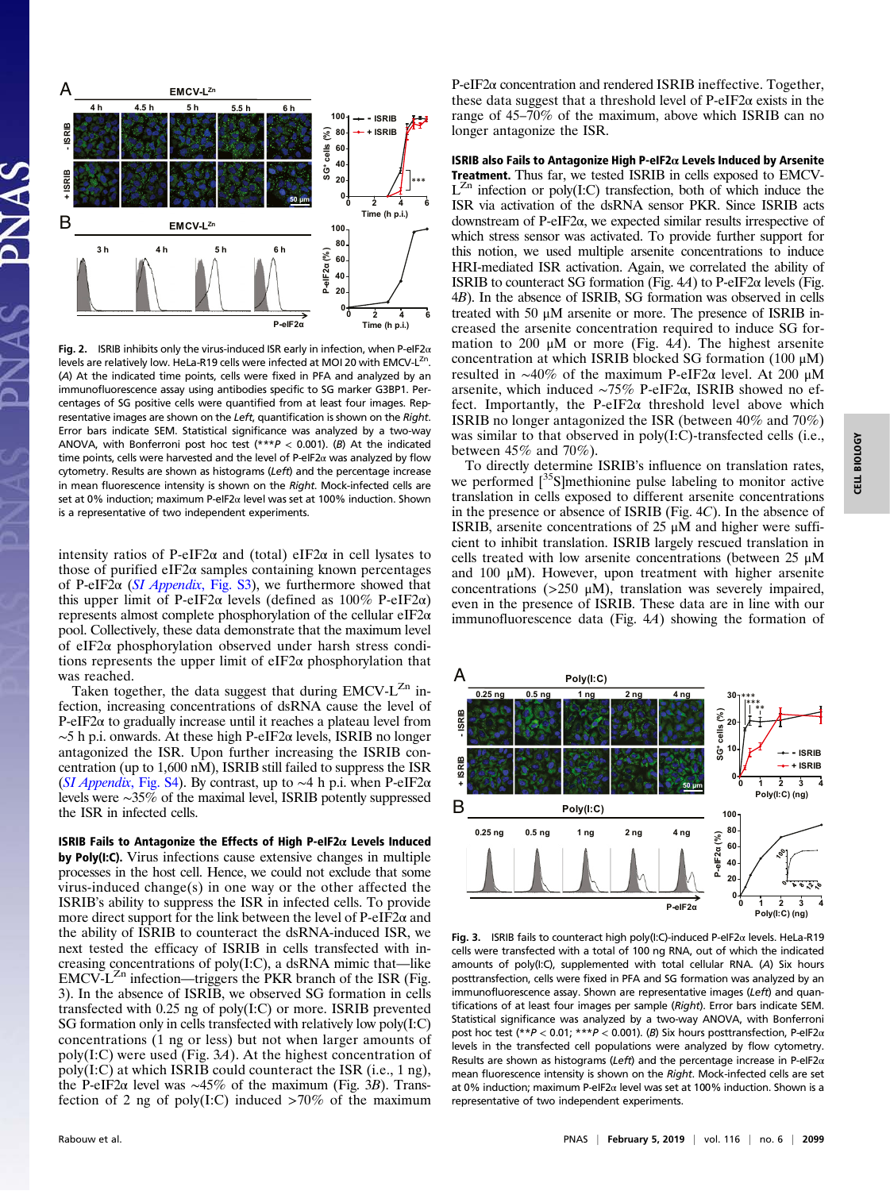Fig. 2. ISRIB inhibits only the virus-induced ISR early in infection, when P-eIF2α levels are relatively low. HeLa-R19 cells were infected at MOI 20 with EMCV-L$^{Zn}$. (A) At the indicated time points, cells were fixed in PFA and analyzed by an immunofluorescence assay using antibodies specific to SG marker G3BP1. Percentages of SG positive cells were quantified from at least four images. Representative images are shown on the *Left*, quantification is shown on the *Right*. Error bars indicate SEM. Statistical significance was analyzed by a two-way ANOVA, with Bonferroni post hoc test (***$P < 0.001$). (B) At the indicated time points, cells were harvested and the level of P-eIF2α was analyzed by flow cytometry. Results are shown as histograms (*Left*) and the percentage increase in mean fluorescence intensity is shown on the *Right*. Mock-infected cells are set at 0% induction; maximum P-eIF2α level was set at 100% induction. Shown is a representative of two independent experiments.

intensity ratios of P-eIF2α and (total) eIF2α in cell lysates to those of purified eIF2α samples containing known percentages of P-eIF2α (*SI Appendix*, Fig. S3), we furthermore showed that this upper limit of P-eIF2α levels (defined as 100% P-eIF2α) represents almost complete phosphorylation of the cellular eIF2α pool. Collectively, these data demonstrate that the maximum level of eIF2α phosphorylation observed under harsh stress conditions represents the upper limit of eIF2α phosphorylation that was reached.

Taken together, the data suggest that during EMCV-L$^{Zn}$ infection, increasing concentrations of dsRNA cause the level of P-eIF2α to gradually increase until it reaches a plateau level from ~5 h p.i. onwards. At these high P-eIF2α levels, ISRIB no longer antagonized the ISR. Upon further increasing the ISRIB concentration (up to 1,600 nM), ISRIB still failed to suppress the ISR (*SI Appendix*, Fig. S4). By contrast, up to ~4 h p.i. when P-eIF2α levels were ~35% of the maximal level, ISRIB potently suppressed the ISR in infected cells.

### ISRIB Fails to Antagonize the Effects of High P-eIF2α Levels Induced by Poly(I:C).

Virus infections cause extensive changes in multiple processes in the host cell. Hence, we could not exclude that some virus-induced change(s) in one way or the other affected the ISRIB's ability to suppress the ISR in infected cells. To provide more direct support for the link between the level of P-eIF2α and the ability of ISRIB to counteract the dsRNA-induced ISR, we next tested the efficacy of ISRIB in cells transfected with increasing concentrations of poly(I:C), a dsRNA mimic that—like EMCV-L$^{Zn}$ infection—triggers the PKR branch of the ISR (Fig. 3). In the absence of ISRIB, we observed SG formation in cells transfected with 0.25 ng of poly(I:C) or more. ISRIB prevented SG formation only in cells transfected with relatively low poly(I:C) concentrations (1 ng or less) but not when larger amounts of poly(I:C) were used (Fig. 3A). At the highest concentration of poly(I:C) at which ISRIB could counteract the ISR (i.e., 1 ng), the P-eIF2α level was ~45% of the maximum (Fig. 3B). Transfection of 2 ng of poly(I:C) induced >70% of the maximum P-eIF2α concentration and rendered ISRIB ineffective. Together, these data suggest that a threshold level of P-eIF2α exists in the range of 45–70% of the maximum, above which ISRIB can no longer antagonize the ISR.

### ISRIB also Fails to Antagonize High P-eIF2α Levels Induced by Arsenite Treatment.

Thus far, we tested ISRIB in cells exposed to EMCV-L$^{Zn}$ infection or poly(I:C) transfection, both of which induce the ISR via activation of the dsRNA sensor PKR. Since ISRIB acts downstream of P-eIF2α, we expected similar results irrespective of which stress sensor was activated. To provide further support for this notion, we used multiple arsenite concentrations to induce HRI-mediated ISR activation. Again, we correlated the ability of ISRIB to counteract SG formation (Fig. 4A) to P-eIF2α levels (Fig. 4B). In the absence of ISRIB, SG formation was observed in cells treated with 50 μM arsenite or more. The presence of ISRIB increased the arsenite concentration required to induce SG formation to 200 μM or more (Fig. 4A). The highest arsenite concentration at which ISRIB blocked SG formation (100 μM) resulted in ~40% of the maximum P-eIF2α level. At 200 μM arsenite, which induced ~75% P-eIF2α, ISRIB showed no effect. Importantly, the P-eIF2α threshold level above which ISRIB no longer antagonized the ISR (between 40% and 70%) was similar to that observed in poly(I:C)-transfected cells (i.e., between 45% and 70%).

To directly determine ISRIB's influence on translation rates, we performed [$^{35}$S]methionine pulse labeling to monitor active translation in cells exposed to different arsenite concentrations in the presence or absence of ISRIB (Fig. 4C). In the absence of ISRIB, arsenite concentrations of 25 μM and higher were sufficient to inhibit translation. ISRIB largely rescued translation in cells treated with low arsenite concentrations (between 25 μM and 100 μM). However, upon treatment with higher arsenite concentrations (>250 μM), translation was severely impaired, even in the presence of ISRIB. These data are in line with our immunofluorescence data (Fig. 4A) showing the formation of

Fig. 3. ISRIB fails to counteract high poly(I:C)-induced P-eIF2α levels. HeLa-R19 cells were transfected with a total of 100 ng RNA, out of which the indicated amounts of poly(I:C), supplemented with total cellular RNA. (A) Six hours posttransfection, cells were fixed in PFA and SG formation was analyzed by an immunofluorescence assay. Shown are representative images (*Left*) and quantifications of at least four images per sample (*Right*). Error bars indicate SEM. Statistical significance was analyzed by a two-way ANOVA, with Bonferroni post hoc test (**$P < 0.01$; ***$P < 0.001$). (B) Six hours posttransfection, P-eIF2α levels in the transfected cell populations were analyzed by flow cytometry. Results are shown as histograms (*Left*) and the percentage increase in P-eIF2α mean fluorescence intensity is shown on the *Right*. Mock-infected cells are set at 0% induction; maximum P-eIF2α level was set at 100% induction. Shown is a representative of two independent experiments.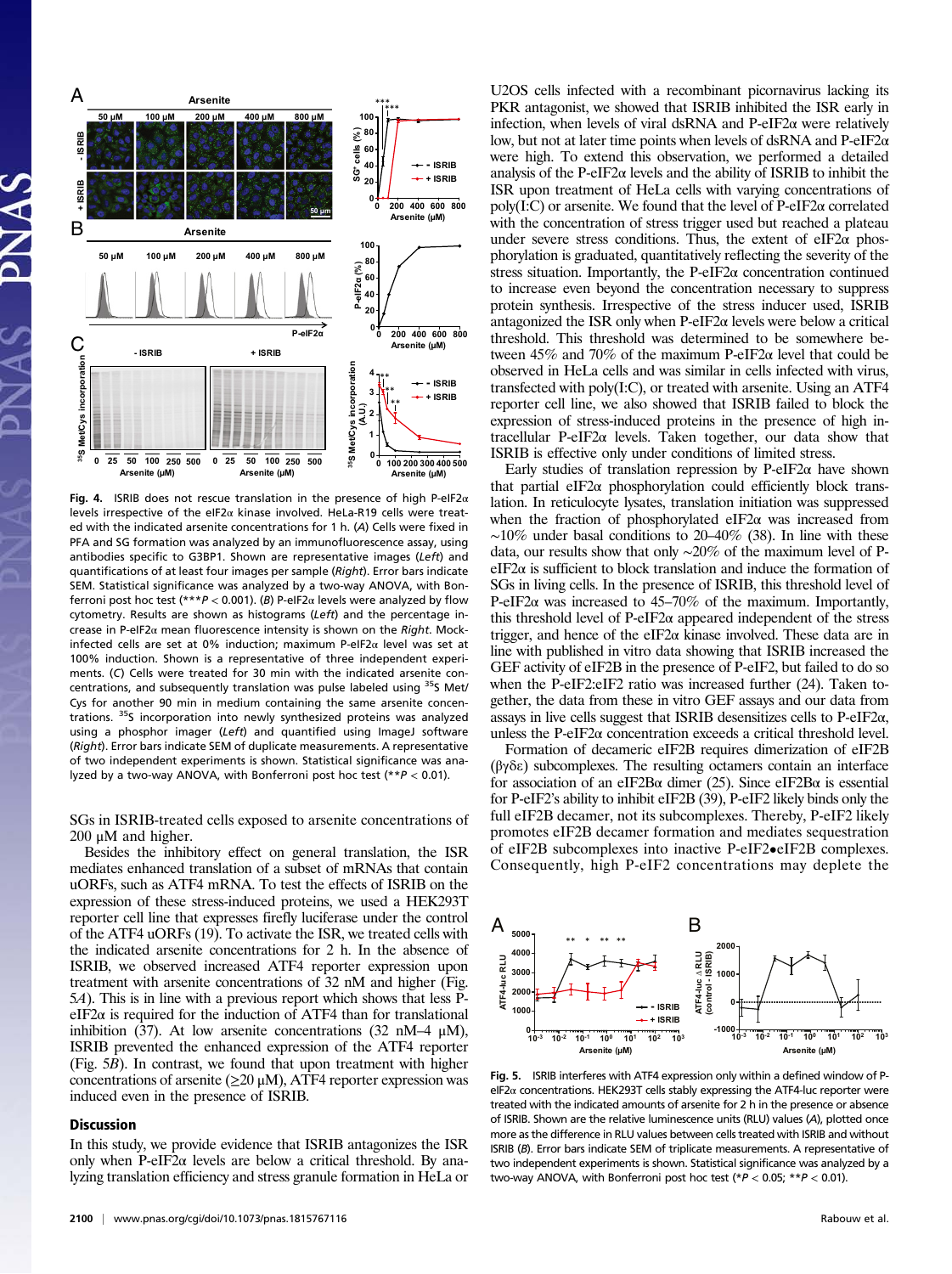**Fig. 4.** ISRIB does not rescue translation in the presence of high P-eIF2α levels irrespective of the eIF2α kinase involved. HeLa-R19 cells were treated with the indicated arsenite concentrations for 1 h. (*A*) Cells were fixed in PFA and SG formation was analyzed by an immunofluorescence assay, using antibodies specific to G3BP1. Shown are representative images (*Left*) and quantifications of at least four images per sample (*Right*). Error bars indicate SEM. Statistical significance was analyzed by a two-way ANOVA, with Bonferroni post hoc test (***$P < 0.001$). (*B*) P-eIF2α levels were analyzed by flow cytometry. Results are shown as histograms (*Left*) and the percentage increase in P-eIF2α mean fluorescence intensity is shown on the *Right*. Mock-infected cells are set at 0% induction; maximum P-eIF2α level was set at 100% induction. Shown is a representative of three independent experiments. (*C*) Cells were treated for 30 min with the indicated arsenite concentrations, and subsequently translation was pulse labeled using $^{35}$S Met/Cys for another 90 min in medium containing the same arsenite concentrations. $^{35}$S incorporation into newly synthesized proteins was analyzed using a phosphor imager (*Left*) and quantified using ImageJ software (*Right*). Error bars indicate SEM of duplicate measurements. A representative of two independent experiments is shown. Statistical significance was analyzed by a two-way ANOVA, with Bonferroni post hoc test (**$P < 0.01$).

SGs in ISRIB-treated cells exposed to arsenite concentrations of 200 μM and higher.

Besides the inhibitory effect on general translation, the ISR mediates enhanced translation of a subset of mRNAs that contain uORFs, such as ATF4 mRNA. To test the effects of ISRIB on the expression of these stress-induced proteins, we used a HEK293T reporter cell line that expresses firefly luciferase under the control of the ATF4 uORFs (19). To activate the ISR, we treated cells with the indicated arsenite concentrations for 2 h. In the absence of ISRIB, we observed increased ATF4 reporter expression upon treatment with arsenite concentrations of 32 nM and higher (Fig. 5*A*). This is in line with a previous report which shows that less P-eIF2α is required for the induction of ATF4 than for translational inhibition (37). At low arsenite concentrations (32 nM–4 μM), ISRIB prevented the enhanced expression of the ATF4 reporter (Fig. 5*B*). In contrast, we found that upon treatment with higher concentrations of arsenite (≥20 μM), ATF4 reporter expression was induced even in the presence of ISRIB.

## Discussion

In this study, we provide evidence that ISRIB antagonizes the ISR only when P-eIF2α levels are below a critical threshold. By analyzing translation efficiency and stress granule formation in HeLa or U2OS cells infected with a recombinant picornavirus lacking its PKR antagonist, we showed that ISRIB inhibited the ISR early in infection, when levels of viral dsRNA and P-eIF2α were relatively low, but not at later time points when levels of dsRNA and P-eIF2α were high. To extend this observation, we performed a detailed analysis of the P-eIF2α levels and the ability of ISRIB to inhibit the ISR upon treatment of HeLa cells with varying concentrations of poly(I:C) or arsenite. We found that the level of P-eIF2α correlated with the concentration of stress trigger used but reached a plateau under severe stress conditions. Thus, the extent of eIF2α phosphorylation is graduated, quantitatively reflecting the severity of the stress situation. Importantly, the P-eIF2α concentration continued to increase even beyond the concentration necessary to suppress protein synthesis. Irrespective of the stress inducer used, ISRIB antagonized the ISR only when P-eIF2α levels were below a critical threshold. This threshold was determined to be somewhere between 45% and 70% of the maximum P-eIF2α level that could be observed in HeLa cells and was similar in cells infected with virus, transfected with poly(I:C), or treated with arsenite. Using an ATF4 reporter cell line, we also showed that ISRIB failed to block the expression of stress-induced proteins in the presence of high intracellular P-eIF2α levels. Taken together, our data show that ISRIB is effective only under conditions of limited stress.

Early studies of translation repression by P-eIF2α have shown that partial eIF2α phosphorylation could efficiently block translation. In reticulocyte lysates, translation initiation was suppressed when the fraction of phosphorylated eIF2α was increased from ∼10% under basal conditions to 20–40% (38). In line with these data, our results show that only ∼20% of the maximum level of P-eIF2α is sufficient to block translation and induce the formation of SGs in living cells. In the presence of ISRIB, this threshold level of P-eIF2α was increased to 45–70% of the maximum. Importantly, this threshold level of P-eIF2α appeared independent of the stress trigger, and hence of the eIF2α kinase involved. These data are in line with published in vitro data showing that ISRIB increased the GEF activity of eIF2B in the presence of P-eIF2, but failed to do so when the P-eIF2:eIF2 ratio was increased further (24). Taken together, the data from these in vitro GEF assays and our data from assays in live cells suggest that ISRIB desensitizes cells to P-eIF2α, unless the P-eIF2α concentration exceeds a critical threshold level.

Formation of decameric eIF2B requires dimerization of eIF2B (βγδε) subcomplexes. The resulting octamers contain an interface for association of an eIF2Bα dimer (25). Since eIF2Bα is essential for P-eIF2's ability to inhibit eIF2B (39), P-eIF2 likely binds only the full eIF2B decamer, not its subcomplexes. Thereby, P-eIF2 likely promotes eIF2B decamer formation and mediates sequestration of eIF2B subcomplexes into inactive P-eIF2•eIF2B complexes. Consequently, high P-eIF2 concentrations may deplete the

**Fig. 5.** ISRIB interferes with ATF4 expression only within a defined window of P-eIF2α concentrations. HEK293T cells stably expressing the ATF4-luc reporter were treated with the indicated amounts of arsenite for 2 h in the presence or absence of ISRIB. Shown are the relative luminescence units (RLU) values (*A*), plotted once more as the difference in RLU values between cells treated with ISRIB and without ISRIB (*B*). Error bars indicate SEM of triplicate measurements. A representative of two independent experiments is shown. Statistical significance was analyzed by a two-way ANOVA, with Bonferroni post hoc test (*$P < 0.05$; **$P < 0.01$).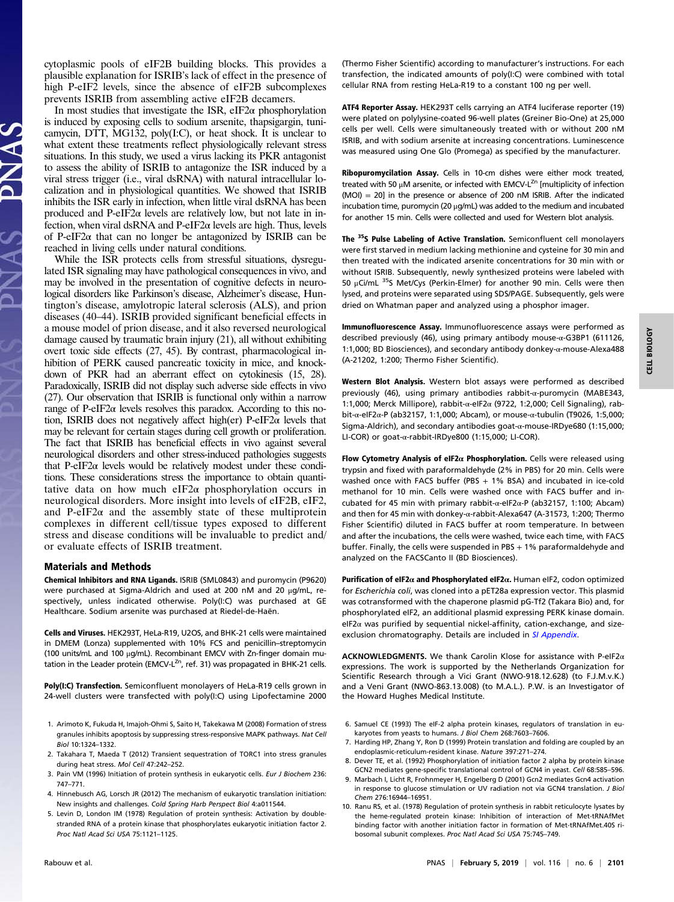cytoplasmic pools of eIF2B building blocks. This provides a plausible explanation for ISRIB's lack of effect in the presence of high P-eIF2 levels, since the absence of eIF2B subcomplexes prevents ISRIB from assembling active eIF2B decamers.

In most studies that investigate the ISR, eIF2α phosphorylation is induced by exposing cells to sodium arsenite, thapsigargin, tunicamycin, DTT, MG132, poly(I:C), or heat shock. It is unclear to what extent these treatments reflect physiologically relevant stress situations. In this study, we used a virus lacking its PKR antagonist to assess the ability of ISRIB to antagonize the ISR induced by a viral stress trigger (i.e., viral dsRNA) with natural intracellular localization and in physiological quantities. We showed that ISRIB inhibits the ISR early in infection, when little viral dsRNA has been produced and P-eIF2α levels are relatively low, but not late in infection, when viral dsRNA and P-eIF2α levels are high. Thus, levels of P-eIF2α that can no longer be antagonized by ISRIB can be reached in living cells under natural conditions.

While the ISR protects cells from stressful situations, dysregulated ISR signaling may have pathological consequences in vivo, and may be involved in the presentation of cognitive defects in neurological disorders like Parkinson's disease, Alzheimer's disease, Huntington's disease, amylotropic lateral sclerosis (ALS), and prion diseases (40–44). ISRIB provided significant beneficial effects in a mouse model of prion disease, and it also reversed neurological damage caused by traumatic brain injury (21), all without exhibiting overt toxic side effects (27, 45). By contrast, pharmacological inhibition of PERK caused pancreatic toxicity in mice, and knockdown of PKR had an aberrant effect on cytokinesis (15, 28). Paradoxically, ISRIB did not display such adverse side effects in vivo (27). Our observation that ISRIB is functional only within a narrow range of P-eIF2α levels resolves this paradox. According to this notion, ISRIB does not negatively affect high(er) P-eIF2α levels that may be relevant for certain stages during cell growth or proliferation. The fact that ISRIB has beneficial effects in vivo against several neurological disorders and other stress-induced pathologies suggests that P-eIF2α levels would be relatively modest under these conditions. These considerations stress the importance to obtain quantitative data on how much eIF2α phosphorylation occurs in neurological disorders. More insight into levels of eIF2B, eIF2, and P-eIF2α and the assembly state of these multiprotein complexes in different cell/tissue types exposed to different stress and disease conditions will be invaluable to predict and/or evaluate effects of ISRIB treatment.

## Materials and Methods

**Chemical Inhibitors and RNA Ligands.** ISRIB (SML0843) and puromycin (P9620) were purchased at Sigma-Aldrich and used at 200 nM and 20 μg/mL, respectively, unless indicated otherwise. Poly(I:C) was purchased at GE Healthcare. Sodium arsenite was purchased at Riedel-de-Haën.

**Cells and Viruses.** HEK293T, HeLa-R19, U2OS, and BHK-21 cells were maintained in DMEM (Lonza) supplemented with 10% FCS and penicillin–streptomycin (100 units/mL and 100 μg/mL). Recombinant EMCV with Zn-finger domain mutation in the Leader protein (EMCV-L$^{Zn}$, ref. 31) was propagated in BHK-21 cells.

**Poly(I:C) Transfection.** Semiconfluent monolayers of HeLa-R19 cells grown in 24-well clusters were transfected with poly(I:C) using Lipofectamine 2000 (Thermo Fisher Scientific) according to manufacturer's instructions. For each transfection, the indicated amounts of poly(I:C) were combined with total cellular RNA from resting HeLa-R19 to a constant 100 ng per well.

**ATF4 Reporter Assay.** HEK293T cells carrying an ATF4 luciferase reporter (19) were plated on polylysine-coated 96-well plates (Greiner Bio-One) at 25,000 cells per well. Cells were simultaneously treated with or without 200 nM ISRIB, and with sodium arsenite at increasing concentrations. Luminescence was measured using One Glo (Promega) as specified by the manufacturer.

**Ribopuromycilation Assay.** Cells in 10-cm dishes were either mock treated, treated with 50 μM arsenite, or infected with EMCV-L$^{Zn}$ [multiplicity of infection (MOI) = 20] in the presence or absence of 200 nM ISRIB. After the indicated incubation time, puromycin (20 μg/mL) was added to the medium and incubated for another 15 min. Cells were collected and used for Western blot analysis.

**The $^{35}$S Pulse Labeling of Active Translation.** Semiconfluent cell monolayers were first starved in medium lacking methionine and cysteine for 30 min and then treated with the indicated arsenite concentrations for 30 min with or without ISRIB. Subsequently, newly synthesized proteins were labeled with 50 μCi/mL $^{35}$S Met/Cys (Perkin-Elmer) for another 90 min. Cells were then lysed, and proteins were separated using SDS/PAGE. Subsequently, gels were dried on Whatman paper and analyzed using a phosphor imager.

**Immunofluorescence Assay.** Immunofluorescence assays were performed as described previously (46), using primary antibody mouse-α-G3BP1 (611126, 1:1,000; BD Biosciences), and secondary antibody donkey-α-mouse-Alexa488 (A-21202, 1:200; Thermo Fisher Scientific).

**Western Blot Analysis.** Western blot assays were performed as described previously (46), using primary antibodies rabbit-α-puromycin (MABE343, 1:1,000; Merck Millipore), rabbit-α-eIF2α (9722, 1:2,000; Cell Signaling), rabbit-α-eIF2α-P (ab32157, 1:1,000; Abcam), or mouse-α-tubulin (T9026, 1:5,000; Sigma-Aldrich), and secondary antibodies goat-α-mouse-IRDye680 (1:15,000; LI-COR) or goat-α-rabbit-IRDye800 (1:15,000; LI-COR).

**Flow Cytometry Analysis of eIF2α Phosphorylation.** Cells were released using trypsin and fixed with paraformaldehyde (2% in PBS) for 20 min. Cells were washed once with FACS buffer (PBS + 1% BSA) and incubated in ice-cold methanol for 10 min. Cells were washed once with FACS buffer and incubated for 45 min with primary rabbit-α-eIF2α-P (ab32157, 1:100; Abcam) and then for 45 min with donkey-α-rabbit-Alexa647 (A-31573, 1:200; Thermo Fisher Scientific) diluted in FACS buffer at room temperature. In between and after the incubations, the cells were washed, twice each time, with FACS buffer. Finally, the cells were suspended in PBS + 1% paraformaldehyde and analyzed on the FACSCanto II (BD Biosciences).

**Purification of eIF2α and Phosphorylated eIF2α.** Human eIF2, codon optimized for *Escherichia coli*, was cloned into a pET28a expression vector. This plasmid was cotransformed with the chaperone plasmid pG-Tf2 (Takara Bio) and, for phosphorylated eIF2, an additional plasmid expressing PERK kinase domain. eIF2α was purified by sequential nickel-affinity, cation-exchange, and size-exclusion chromatography. Details are included in *SI Appendix*.

**ACKNOWLEDGMENTS.** We thank Carolin Klose for assistance with P-eIF2α expressions. The work is supported by the Netherlands Organization for Scientific Research through a Vici Grant (NWO-918.12.628) (to F.J.M.v.K.) and a Veni Grant (NWO-863.13.008) (to M.A.L.). P.W. is an Investigator of the Howard Hughes Medical Institute.

1. Arimoto K, Fukuda H, Imajoh-Ohmi S, Saito H, Takekawa M (2008) Formation of stress granules inhibits apoptosis by suppressing stress-responsive MAPK pathways. *Nat Cell Biol* 10:1324–1332.
2. Takahara T, Maeda T (2012) Transient sequestration of TORC1 into stress granules during heat stress. *Mol Cell* 47:242–252.
3. Pain VM (1996) Initiation of protein synthesis in eukaryotic cells. *Eur J Biochem* 236: 747–771.
4. Hinnebusch AG, Lorsch JR (2012) The mechanism of eukaryotic translation initiation: New insights and challenges. *Cold Spring Harb Perspect Biol* 4:a011544.
5. Levin D, London IM (1978) Regulation of protein synthesis: Activation by double-stranded RNA of a protein kinase that phosphorylates eukaryotic initiation factor 2. *Proc Natl Acad Sci USA* 75:1121–1125.
6. Samuel CE (1993) The eIF-2 alpha protein kinases, regulators of translation in eukaryotes from yeasts to humans. *J Biol Chem* 268:7603–7606.
7. Harding HP, Zhang Y, Ron D (1999) Protein translation and folding are coupled by an endoplasmic-reticulum-resident kinase. *Nature* 397:271–274.
8. Dever TE, et al. (1992) Phosphorylation of initiation factor 2 alpha by protein kinase GCN2 mediates gene-specific translational control of GCN4 in yeast. *Cell* 68:585–596.
9. Marbach I, Licht R, Frohnmeyer H, Engelberg D (2001) Gcn2 mediates Gcn4 activation in response to glucose stimulation or UV radiation not via GCN4 translation. *J Biol Chem* 276:16944–16951.
10. Ranu RS, et al. (1978) Regulation of protein synthesis in rabbit reticulocyte lysates by the heme-regulated protein kinase: Inhibition of interaction of Met-tRNAfMet binding factor with another initiation factor in formation of Met-tRNAfMet.40S ribosomal subunit complexes. *Proc Natl Acad Sci USA* 75:745–749.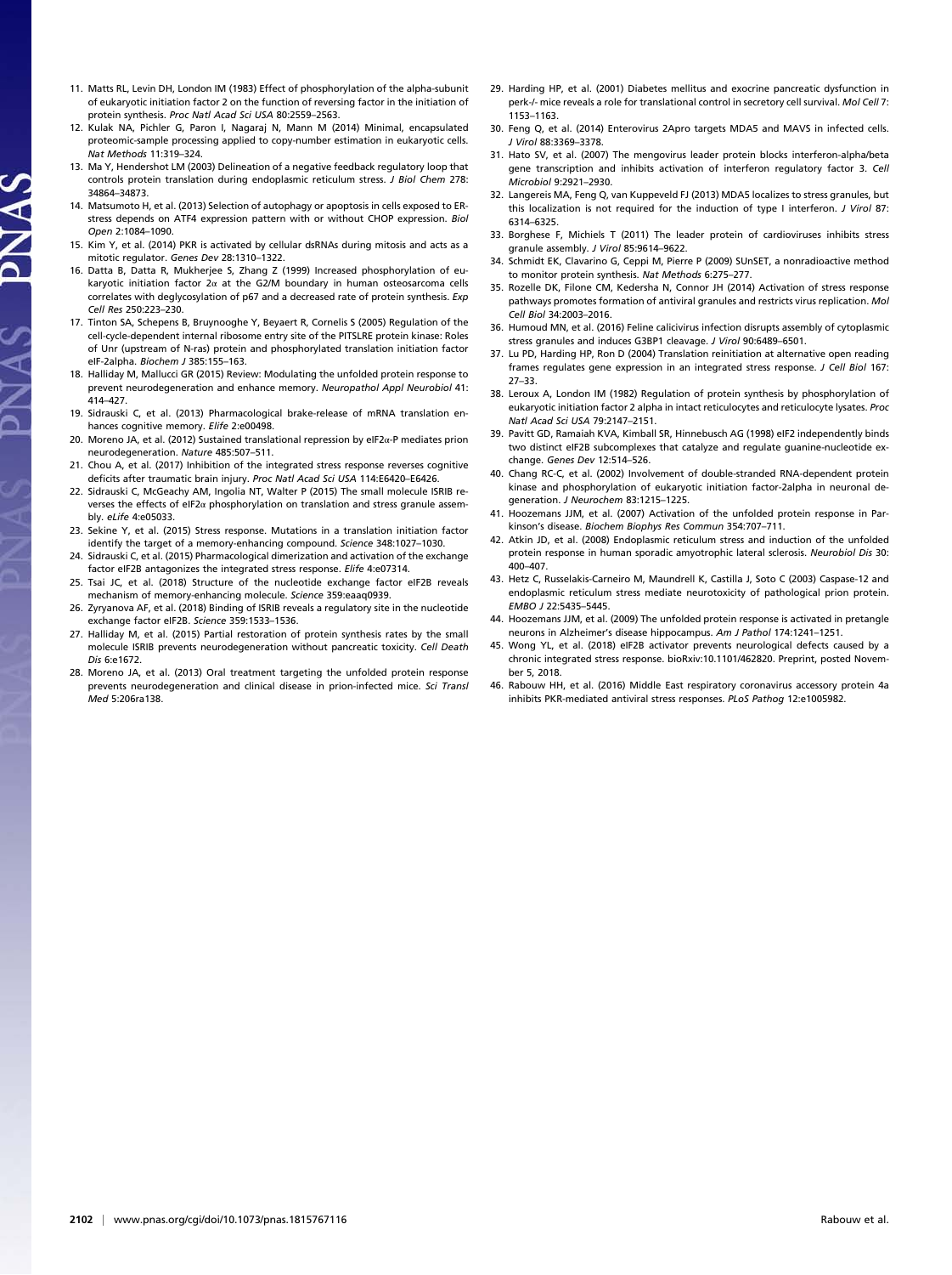11. Matts RL, Levin DH, London IM (1983) Effect of phosphorylation of the alpha-subunit of eukaryotic initiation factor 2 on the function of reversing factor in the initiation of protein synthesis. *Proc Natl Acad Sci USA* 80:2559–2563.
12. Kulak NA, Pichler G, Paron I, Nagaraj N, Mann M (2014) Minimal, encapsulated proteomic-sample processing applied to copy-number estimation in eukaryotic cells. *Nat Methods* 11:319–324.
13. Ma Y, Hendershot LM (2003) Delineation of a negative feedback regulatory loop that controls protein translation during endoplasmic reticulum stress. *J Biol Chem* 278: 34864–34873.
14. Matsumoto H, et al. (2013) Selection of autophagy or apoptosis in cells exposed to ER-stress depends on ATF4 expression pattern with or without CHOP expression. *Biol Open* 2:1084–1090.
15. Kim Y, et al. (2014) PKR is activated by cellular dsRNAs during mitosis and acts as a mitotic regulator. *Genes Dev* 28:1310–1322.
16. Datta B, Datta R, Mukherjee S, Zhang Z (1999) Increased phosphorylation of eukaryotic initiation factor 2α at the G2/M boundary in human osteosarcoma cells correlates with deglycosylation of p67 and a decreased rate of protein synthesis. *Exp Cell Res* 250:223–230.
17. Tinton SA, Schepens B, Bruynooghe Y, Beyaert R, Cornelis S (2005) Regulation of the cell-cycle-dependent internal ribosome entry site of the PITSLRE protein kinase: Roles of Unr (upstream of N-ras) protein and phosphorylated translation initiation factor eIF-2alpha. *Biochem J* 385:155–163.
18. Halliday M, Mallucci GR (2015) Review: Modulating the unfolded protein response to prevent neurodegeneration and enhance memory. *Neuropathol Appl Neurobiol* 41: 414–427.
19. Sidrauski C, et al. (2013) Pharmacological brake-release of mRNA translation enhances cognitive memory. *Elife* 2:e00498.
20. Moreno JA, et al. (2012) Sustained translational repression by eIF2α-P mediates prion neurodegeneration. *Nature* 485:507–511.
21. Chou A, et al. (2017) Inhibition of the integrated stress response reverses cognitive deficits after traumatic brain injury. *Proc Natl Acad Sci USA* 114:E6420–E6426.
22. Sidrauski C, McGeachy AM, Ingolia NT, Walter P (2015) The small molecule ISRIB reverses the effects of eIF2α phosphorylation on translation and stress granule assembly. *eLife* 4:e05033.
23. Sekine Y, et al. (2015) Stress response. Mutations in a translation initiation factor identify the target of a memory-enhancing compound. *Science* 348:1027–1030.
24. Sidrauski C, et al. (2015) Pharmacological dimerization and activation of the exchange factor eIF2B antagonizes the integrated stress response. *Elife* 4:e07314.
25. Tsai JC, et al. (2018) Structure of the nucleotide exchange factor eIF2B reveals mechanism of memory-enhancing molecule. *Science* 359:eaaq0939.
26. Zyryanova AF, et al. (2018) Binding of ISRIB reveals a regulatory site in the nucleotide exchange factor eIF2B. *Science* 359:1533–1536.
27. Halliday M, et al. (2015) Partial restoration of protein synthesis rates by the small molecule ISRIB prevents neurodegeneration without pancreatic toxicity. *Cell Death Dis* 6:e1672.
28. Moreno JA, et al. (2013) Oral treatment targeting the unfolded protein response prevents neurodegeneration and clinical disease in prion-infected mice. *Sci Transl Med* 5:206ra138.
29. Harding HP, et al. (2001) Diabetes mellitus and exocrine pancreatic dysfunction in perk-/- mice reveals a role for translational control in secretory cell survival. *Mol Cell* 7: 1153–1163.
30. Feng Q, et al. (2014) Enterovirus 2Apro targets MDA5 and MAVS in infected cells. *J Virol* 88:3369–3378.
31. Hato SV, et al. (2007) The mengovirus leader protein blocks interferon-alpha/beta gene transcription and inhibits activation of interferon regulatory factor 3. *Cell Microbiol* 9:2921–2930.
32. Langereis MA, Feng Q, van Kuppeveld FJ (2013) MDA5 localizes to stress granules, but this localization is not required for the induction of type I interferon. *J Virol* 87: 6314–6325.
33. Borghese F, Michiels T (2011) The leader protein of cardioviruses inhibits stress granule assembly. *J Virol* 85:9614–9622.
34. Schmidt EK, Clavarino G, Ceppi M, Pierre P (2009) SUnSET, a nonradioactive method to monitor protein synthesis. *Nat Methods* 6:275–277.
35. Rozelle DK, Filone CM, Kedersha N, Connor JH (2014) Activation of stress response pathways promotes formation of antiviral granules and restricts virus replication. *Mol Cell Biol* 34:2003–2016.
36. Humoud MN, et al. (2016) Feline calicivirus infection disrupts assembly of cytoplasmic stress granules and induces G3BP1 cleavage. *J Virol* 90:6489–6501.
37. Lu PD, Harding HP, Ron D (2004) Translation reinitiation at alternative open reading frames regulates gene expression in an integrated stress response. *J Cell Biol* 167: 27–33.
38. Leroux A, London IM (1982) Regulation of protein synthesis by phosphorylation of eukaryotic initiation factor 2 alpha in intact reticulocytes and reticulocyte lysates. *Proc Natl Acad Sci USA* 79:2147–2151.
39. Pavitt GD, Ramaiah KVA, Kimball SR, Hinnebusch AG (1998) eIF2 independently binds two distinct eIF2B subcomplexes that catalyze and regulate guanine-nucleotide exchange. *Genes Dev* 12:514–526.
40. Chang RC-C, et al. (2002) Involvement of double-stranded RNA-dependent protein kinase and phosphorylation of eukaryotic initiation factor-2alpha in neuronal degeneration. *J Neurochem* 83:1215–1225.
41. Hoozemans JJM, et al. (2007) Activation of the unfolded protein response in Parkinson's disease. *Biochem Biophys Res Commun* 354:707–711.
42. Atkin JD, et al. (2008) Endoplasmic reticulum stress and induction of the unfolded protein response in human sporadic amyotrophic lateral sclerosis. *Neurobiol Dis* 30: 400–407.
43. Hetz C, Russelakis-Carneiro M, Maundrell K, Castilla J, Soto C (2003) Caspase-12 and endoplasmic reticulum stress mediate neurotoxicity of pathological prion protein. *EMBO J* 22:5435–5445.
44. Hoozemans JJM, et al. (2009) The unfolded protein response is activated in pretangle neurons in Alzheimer's disease hippocampus. *Am J Pathol* 174:1241–1251.
45. Wong YL, et al. (2018) eIF2B activator prevents neurological defects caused by a chronic integrated stress response. bioRxiv:10.1101/462820. Preprint, posted November 5, 2018.
46. Rabouw HH, et al. (2016) Middle East respiratory coronavirus accessory protein 4a inhibits PKR-mediated antiviral stress responses. *PLoS Pathog* 12:e1005982.